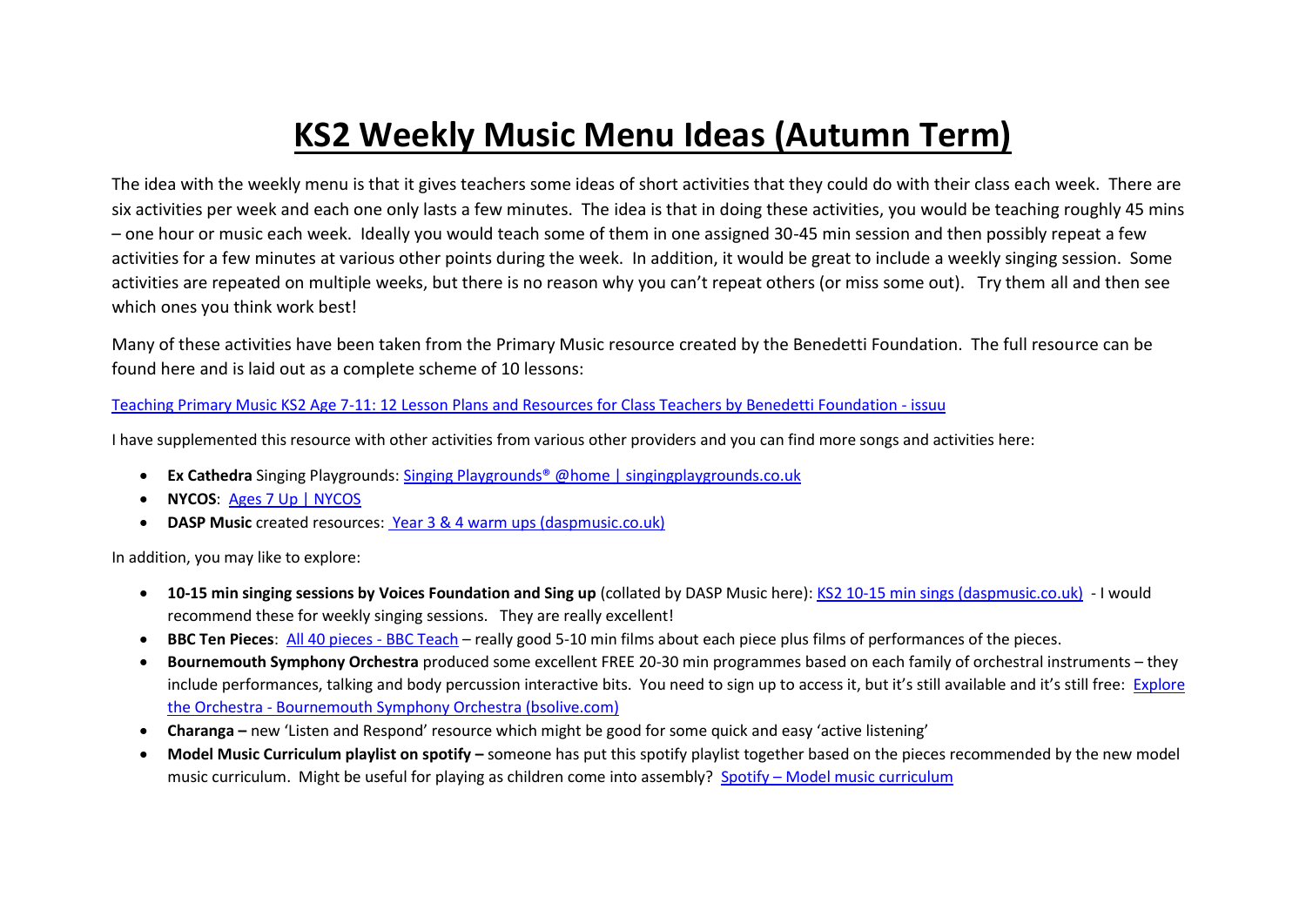# KS2 Weekly Music Menu Ideas (Autumn Term)

The idea with the weekly menu is that it gives teachers some ideas of short activities that they could do with their class each week. There are six activities per week and each one only lasts a few minutes. The idea is that in doing these activities, you would be teaching roughly 45 mins – one hour or music each week. Ideally you would teach some of them in one assigned 30-45 min session and then possibly repeat a few activities for a few minutes at various other points during the week. In addition, it would be great to include a weekly singing session. Some activities are repeated on multiple weeks, but there is no reason why you can't repeat others (or miss some out). Try them all and then see which ones you think work best!

Many of these activities have been taken from the Primary Music resource created by the Benedetti Foundation. The full resource can be found here and is laid out as a complete scheme of 10 lessons:

Teaching Primary Music KS2 Age 7-11: 12 Lesson Plans and Resources for Class Teachers by Benedetti Foundation - issuu

I have supplemented this resource with other activities from various other providers and you can find more songs and activities here:

- **Ex Cathedra** Singing Playgrounds: Singing Playgrounds® @home | singingplaygrounds.co.uk
- **NYCOS**: Ages 7 Up | NYCOS
- **DASP Music** created resources: Year 3 & 4 warm ups (daspmusic.co.uk)

In addition, you may like to explore:

- **10-15 min singing sessions by Voices Foundation and Sing up** (collated by DASP Music here): KS2 10-15 min sings (daspmusic.co.uk) - I would recommend these for weekly singing sessions. They are really excellent!
- **BBC Ten Pieces**: All 40 pieces - BBC Teach – really good 5-10 min films about each piece plus films of performances of the pieces.
- **Bournemouth Symphony Orchestra** produced some excellent FREE 20-30 min programmes based on each family of orchestral instruments – they include performances, talking and body percussion interactive bits. You need to sign up to access it, but it's still available and it's still free: Explore the Orchestra - Bournemouth Symphony Orchestra (bsolive.com)
- **Charanga –** new 'Listen and Respond' resource which might be good for some quick and easy 'active listening'
- **Model Music Curriculum playlist on spotify –** someone has put this spotify playlist together based on the pieces recommended by the new model music curriculum. Might be useful for playing as children come into assembly? Spotify – Model music curriculum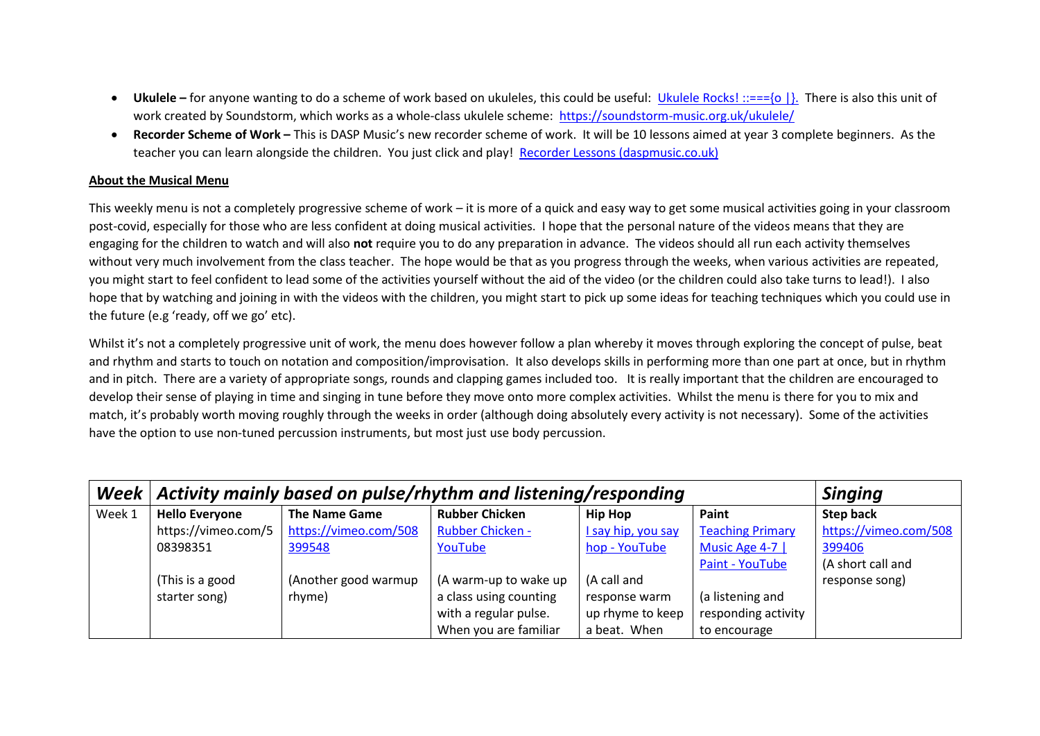- **Ukulele –** for anyone wanting to do a scheme of work based on ukuleles, this could be useful: Ukulele Rocks! ::==={o |}. There is also this unit of work created by Soundstorm, which works as a whole-class ukulele scheme: https://soundstorm-music.org.uk/ukulele/
- **Recorder Scheme of Work –** This is DASP Music's new recorder scheme of work. It will be 10 lessons aimed at year 3 complete beginners. As the teacher you can learn alongside the children. You just click and play! Recorder Lessons (daspmusic.co.uk)

**About the Musical Menu**

This weekly menu is not a completely progressive scheme of work – it is more of a quick and easy way to get some musical activities going in your classroom post-covid, especially for those who are less confident at doing musical activities. I hope that the personal nature of the videos means that they are engaging for the children to watch and will also **not** require you to do any preparation in advance. The videos should all run each activity themselves without very much involvement from the class teacher. The hope would be that as you progress through the weeks, when various activities are repeated, you might start to feel confident to lead some of the activities yourself without the aid of the video (or the children could also take turns to lead!). I also hope that by watching and joining in with the videos with the children, you might start to pick up some ideas for teaching techniques which you could use in the future (e.g 'ready, off we go' etc).

Whilst it's not a completely progressive unit of work, the menu does however follow a plan whereby it moves through exploring the concept of pulse, beat and rhythm and starts to touch on notation and composition/improvisation. It also develops skills in performing more than one part at once, but in rhythm and in pitch. There are a variety of appropriate songs, rounds and clapping games included too. It is really important that the children are encouraged to develop their sense of playing in time and singing in tune before they move onto more complex activities. Whilst the menu is there for you to mix and match, it's probably worth moving roughly through the weeks in order (although doing absolutely every activity is not necessary). Some of the activities have the option to use non-tuned percussion instruments, but most just use body percussion.

| ***Week*** | ***Activity mainly based on pulse/rhythm and listening/responding*** | | | | | ***Singing*** |
|---|---|---|---|---|---|---|
| Week 1 | **Hello Everyone** https://vimeo.com/508398351 (This is a good starter song) | **The Name Game** https://vimeo.com/508399548 (Another good warmup rhyme) | **Rubber Chicken** Rubber Chicken - YouTube (A warm-up to wake up a class using counting with a regular pulse. When you are familiar | **Hip Hop** I say hip, you say hop - YouTube (A call and response warm up rhyme to keep a beat. When | **Paint** Teaching Primary Music Age 4-7 \| Paint - YouTube (a listening and responding activity to encourage | **Step back** https://vimeo.com/508399406 (A short call and response song) |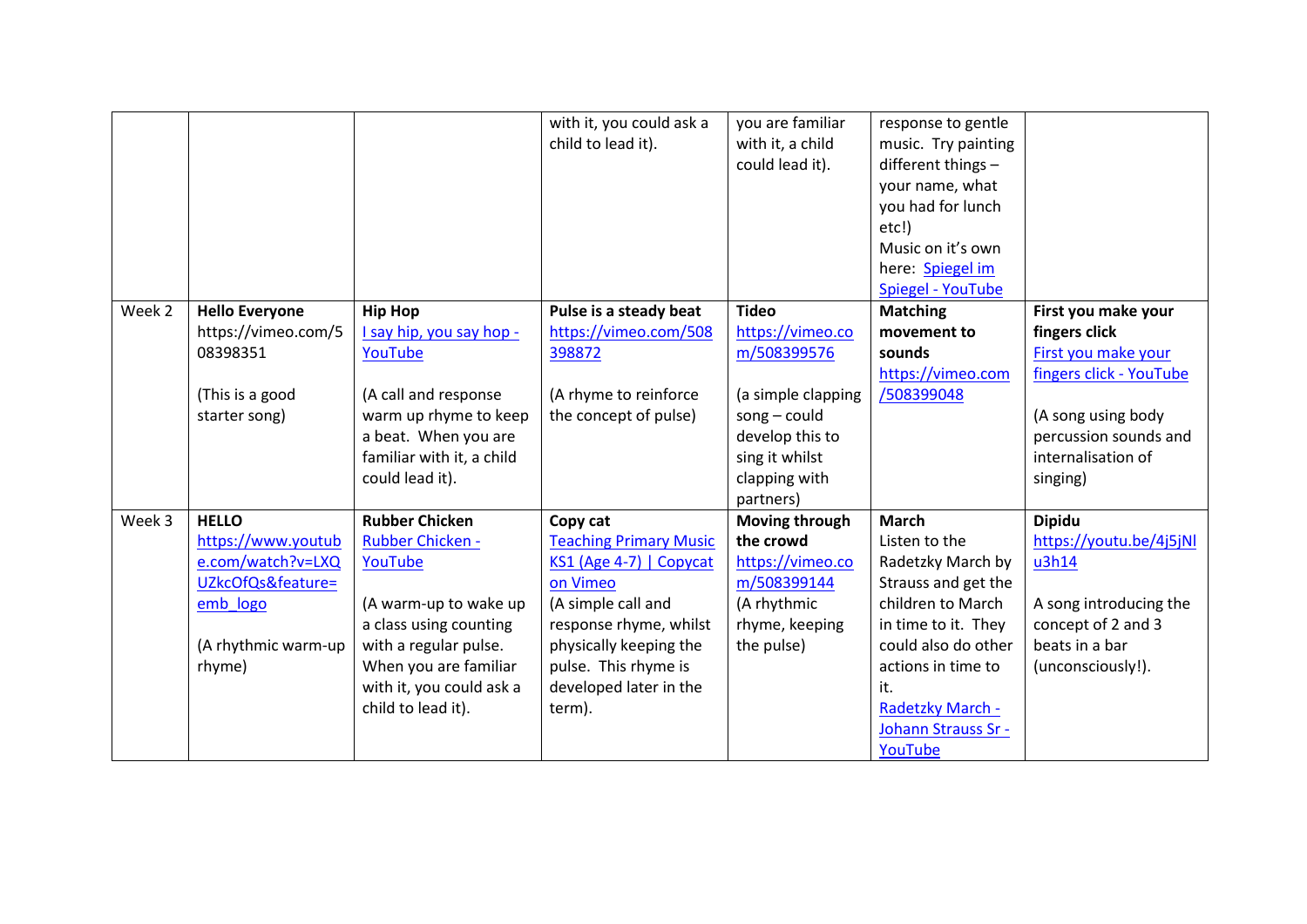| | | | | | | |
|---|---|---|---|---|---|---|
| | | | with it, you could ask a child to lead it). | you are familiar with it, a child could lead it). | response to gentle music. Try painting different things – your name, what you had for lunch etc!) Music on it's own here: Spiegel im Spiegel - YouTube | |
| Week 2 | **Hello Everyone** https://vimeo.com/508398351 (This is a good starter song) | **Hip Hop** I say hip, you say hop - YouTube (A call and response warm up rhyme to keep a beat. When you are familiar with it, a child could lead it). | **Pulse is a steady beat** https://vimeo.com/508398872 (A rhyme to reinforce the concept of pulse) | **Tideo** https://vimeo.com/508399576 (a simple clapping song – could develop this to sing it whilst clapping with partners) | **Matching movement to sounds** https://vimeo.com/508399048 | **First you make your fingers click** First you make your fingers click - YouTube (A song using body percussion sounds and internalisation of singing) |
| Week 3 | **HELLO** https://www.youtube.com/watch?v=LXQUZkcOfQs&feature=emb_logo (A rhythmic warm-up rhyme) | **Rubber Chicken** Rubber Chicken - YouTube (A warm-up to wake up a class using counting with a regular pulse. When you are familiar with it, you could ask a child to lead it). | **Copy cat** Teaching Primary Music KS1 (Age 4-7) \| Copycat on Vimeo (A simple call and response rhyme, whilst physically keeping the pulse. This rhyme is developed later in the term). | **Moving through the crowd** https://vimeo.com/508399144 (A rhythmic rhyme, keeping the pulse) | **March** Listen to the Radetzky March by Strauss and get the children to March in time to it. They could also do other actions in time to it. Radetzky March - Johann Strauss Sr - YouTube | **Dipidu** https://youtu.be/4j5jNIu3h14 A song introducing the concept of 2 and 3 beats in a bar (unconsciously!). |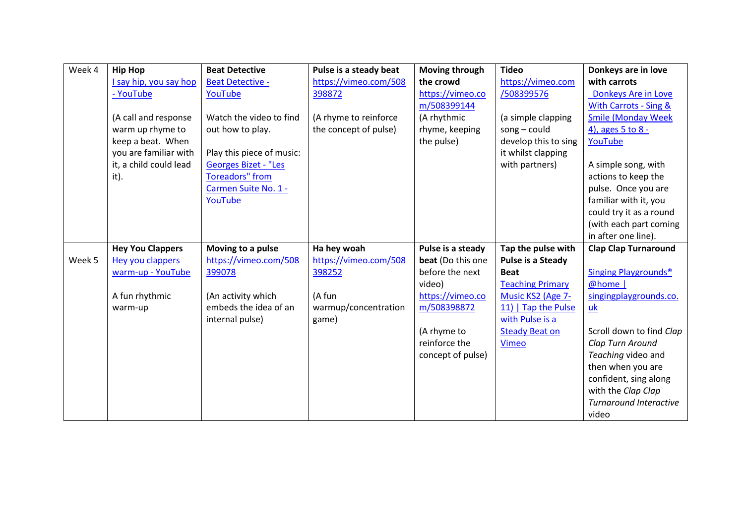| Week 4 | **Hip Hop**<br>I say hip, you say hop - YouTube<br><br>(A call and response warm up rhyme to keep a beat. When you are familiar with it, a child could lead it). | **Beat Detective**<br>Beat Detective - YouTube<br><br>Watch the video to find out how to play.<br><br>Play this piece of music: Georges Bizet - "Les Toreadors" from Carmen Suite No. 1 - YouTube | **Pulse is a steady beat**<br>https://vimeo.com/508398872<br><br>(A rhyme to reinforce the concept of pulse) | **Moving through the crowd**<br>https://vimeo.com/508399144<br>(A rhythmic rhyme, keeping the pulse) | **Tideo**<br>https://vimeo.com/508399576<br><br>(a simple clapping song – could develop this to sing it whilst clapping with partners) | **Donkeys are in love with carrots**<br>Donkeys Are in Love With Carrots - Sing & Smile (Monday Week 4), ages 5 to 8 - YouTube<br><br>A simple song, with actions to keep the pulse. Once you are familiar with it, you could try it as a round (with each part coming in after one line). |
|---|---|---|---|---|---|---|
| Week 5 | **Hey You Clappers**<br>Hey you clappers warm-up - YouTube<br><br>A fun rhythmic warm-up | **Moving to a pulse**<br>https://vimeo.com/508399078<br><br>(An activity which embeds the idea of an internal pulse) | **Ha hey woah**<br>https://vimeo.com/508398252<br><br>(A fun warmup/concentration game) | **Pulse is a steady beat** (Do this one before the next video)<br>https://vimeo.com/508398872<br><br>(A rhyme to reinforce the concept of pulse) | **Tap the pulse with Pulse is a Steady Beat**<br>Teaching Primary Music KS2 (Age 7-11) \| Tap the Pulse with Pulse is a Steady Beat on Vimeo | **Clap Clap Turnaround**<br><br>Singing Playgrounds® @home \| singingplaygrounds.co.uk<br><br>Scroll down to find *Clap Clap Turn Around Teaching* video and then when you are confident, sing along with the *Clap Clap Turnaround Interactive* video |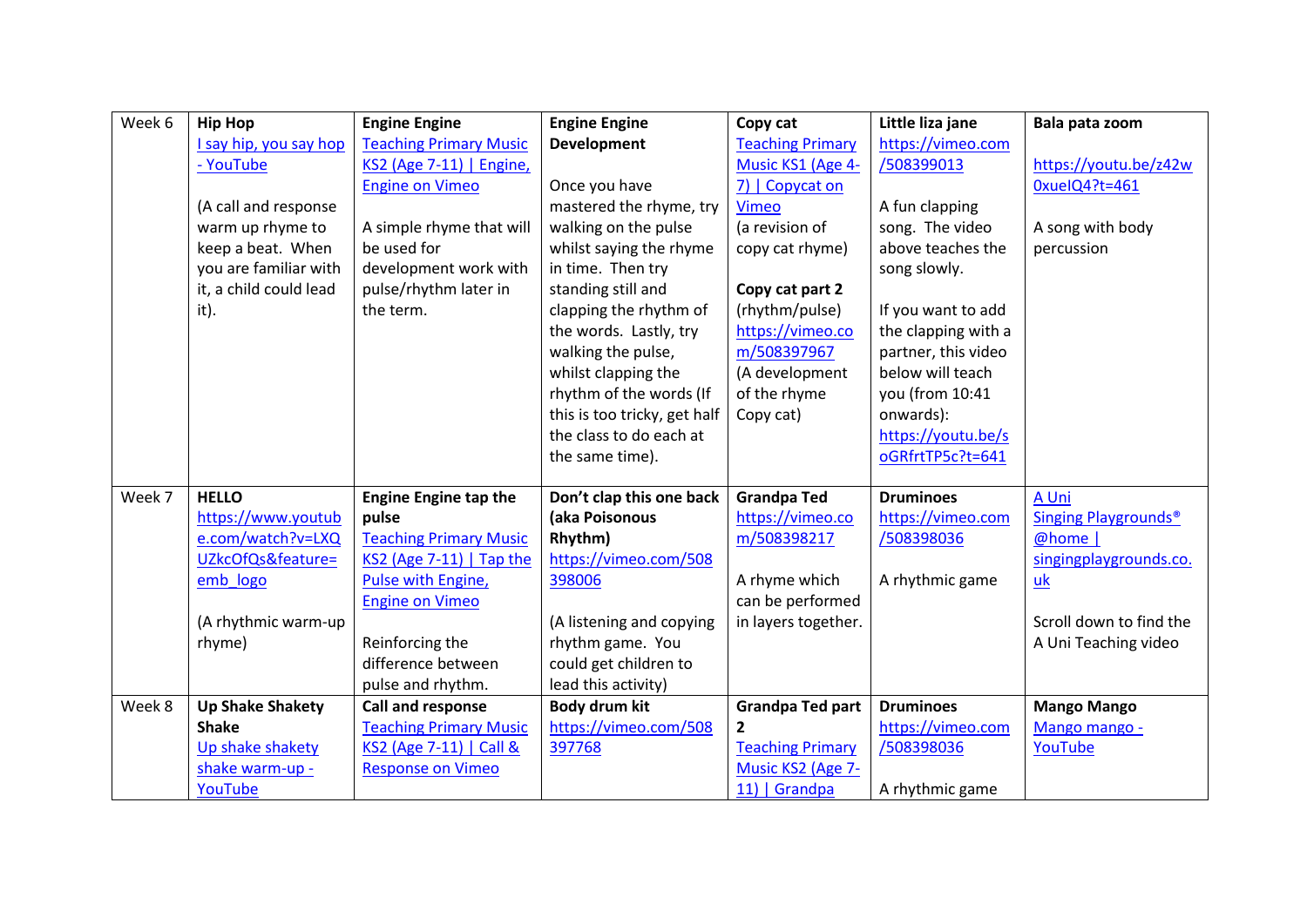| | | | | | | |
|---|---|---|---|---|---|---|
| Week 6 | **Hip Hop** I say hip, you say hop - YouTube<br><br>(A call and response warm up rhyme to keep a beat. When you are familiar with it, a child could lead it). | **Engine Engine** Teaching Primary Music KS2 (Age 7-11) \| Engine, Engine on Vimeo<br><br>A simple rhyme that will be used for development work with pulse/rhythm later in the term. | **Engine Engine Development**<br><br>Once you have mastered the rhyme, try walking on the pulse whilst saying the rhyme in time. Then try standing still and clapping the rhythm of the words. Lastly, try walking the pulse, whilst clapping the rhythm of the words (If this is too tricky, get half the class to do each at the same time). | **Copy cat** Teaching Primary Music KS1 (Age 4-7) \| Copycat on Vimeo (a revision of copy cat rhyme)<br><br>**Copy cat part 2** (rhythm/pulse) https://vimeo.com/508397967 (A development of the rhyme Copy cat) | **Little liza jane** https://vimeo.com/508399013<br><br>A fun clapping song. The video above teaches the song slowly.<br><br>If you want to add the clapping with a partner, this video below will teach you (from 10:41 onwards): https://youtu.be/soGRfrtTP5c?t=641 | **Bala pata zoom**<br><br>https://youtu.be/z42w0xueIQ4?t=461<br><br>A song with body percussion |
| Week 7 | **HELLO** https://www.youtube.com/watch?v=LXQUZkcOfQs&feature=emb_logo<br><br>(A rhythmic warm-up rhyme) | **Engine Engine tap the pulse** Teaching Primary Music KS2 (Age 7-11) \| Tap the Pulse with Engine, Engine on Vimeo<br><br>Reinforcing the difference between pulse and rhythm. | **Don't clap this one back (aka Poisonous Rhythm)** https://vimeo.com/508398006<br><br>(A listening and copying rhythm game. You could get children to lead this activity) | **Grandpa Ted** https://vimeo.com/508398217<br><br>A rhyme which can be performed in layers together. | **Druminoes** https://vimeo.com/508398036<br><br>A rhythmic game | A Uni Singing Playgrounds® @home \| singingplaygrounds.co.uk<br><br>Scroll down to find the A Uni Teaching video |
| Week 8 | **Up Shake Shakety Shake** Up shake shakety shake warm-up - YouTube | **Call and response** Teaching Primary Music KS2 (Age 7-11) \| Call & Response on Vimeo | **Body drum kit** https://vimeo.com/508397768 | **Grandpa Ted part 2** Teaching Primary Music KS2 (Age 7-11) \| Grandpa | **Druminoes** https://vimeo.com/508398036<br><br>A rhythmic game | **Mango Mango** Mango mango - YouTube |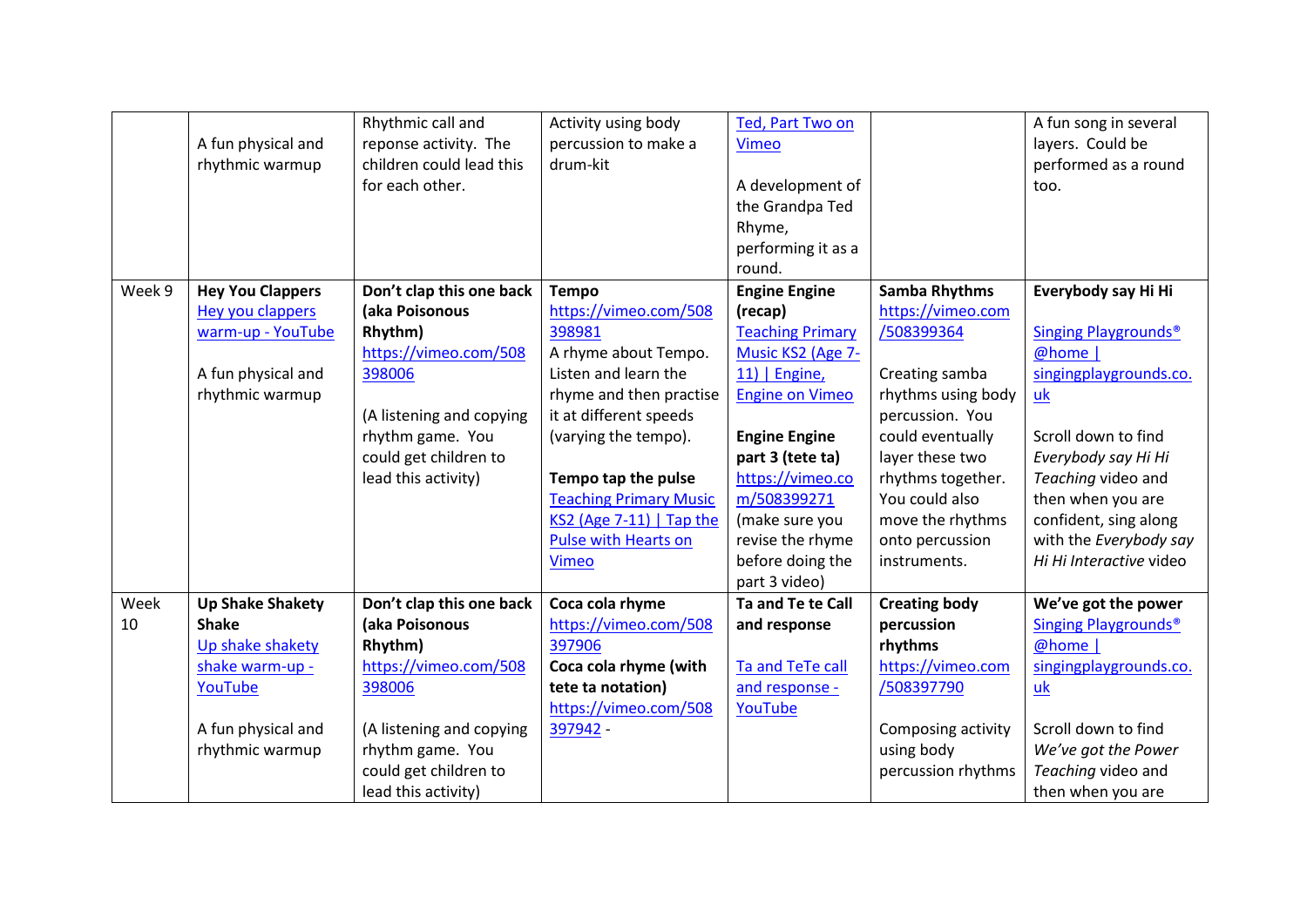| | | | | | | |
|---|---|---|---|---|---|---|
| | A fun physical and rhythmic warmup | Rhythmic call and reponse activity. The children could lead this for each other. | Activity using body percussion to make a drum-kit | Ted, Part Two on Vimeo<br><br>A development of the Grandpa Ted Rhyme, performing it as a round. | | A fun song in several layers. Could be performed as a round too. |
| Week 9 | **Hey You Clappers**<br>Hey you clappers warm-up - YouTube<br><br>A fun physical and rhythmic warmup | **Don't clap this one back (aka Poisonous Rhythm)**<br>https://vimeo.com/508398006<br><br>(A listening and copying rhythm game. You could get children to lead this activity) | **Tempo**<br>https://vimeo.com/508398981<br>A rhyme about Tempo. Listen and learn the rhyme and then practise it at different speeds (varying the tempo).<br><br>**Tempo tap the pulse**<br>Teaching Primary Music KS2 (Age 7-11) \| Tap the Pulse with Hearts on Vimeo | **Engine Engine (recap)**<br>Teaching Primary Music KS2 (Age 7-11) \| Engine, Engine on Vimeo<br><br>**Engine Engine part 3 (tete ta)**<br>https://vimeo.com/508399271<br>(make sure you revise the rhyme before doing the part 3 video) | **Samba Rhythms**<br>https://vimeo.com/508399364<br><br>Creating samba rhythms using body percussion. You could eventually layer these two rhythms together. You could also move the rhythms onto percussion instruments. | **Everybody say Hi Hi**<br><br>Singing Playgrounds® @home \| singingplaygrounds.co.uk<br><br>Scroll down to find *Everybody say Hi Hi Teaching* video and then when you are confident, sing along with the *Everybody say Hi Hi Interactive* video |
| Week 10 | **Up Shake Shakety Shake**<br>Up shake shakety shake warm-up - YouTube<br><br>A fun physical and rhythmic warmup | **Don't clap this one back (aka Poisonous Rhythm)**<br>https://vimeo.com/508398006<br><br>(A listening and copying rhythm game. You could get children to lead this activity) | **Coca cola rhyme**<br>https://vimeo.com/508397906<br>**Coca cola rhyme (with tete ta notation)**<br>https://vimeo.com/508397942 - | **Ta and Te te Call and response**<br><br>Ta and TeTe call and response - YouTube | **Creating body percussion rhythms**<br>https://vimeo.com/508397790<br><br>Composing activity using body percussion rhythms | **We've got the power**<br>Singing Playgrounds® @home \| singingplaygrounds.co.uk<br><br>Scroll down to find *We've got the Power Teaching* video and then when you are |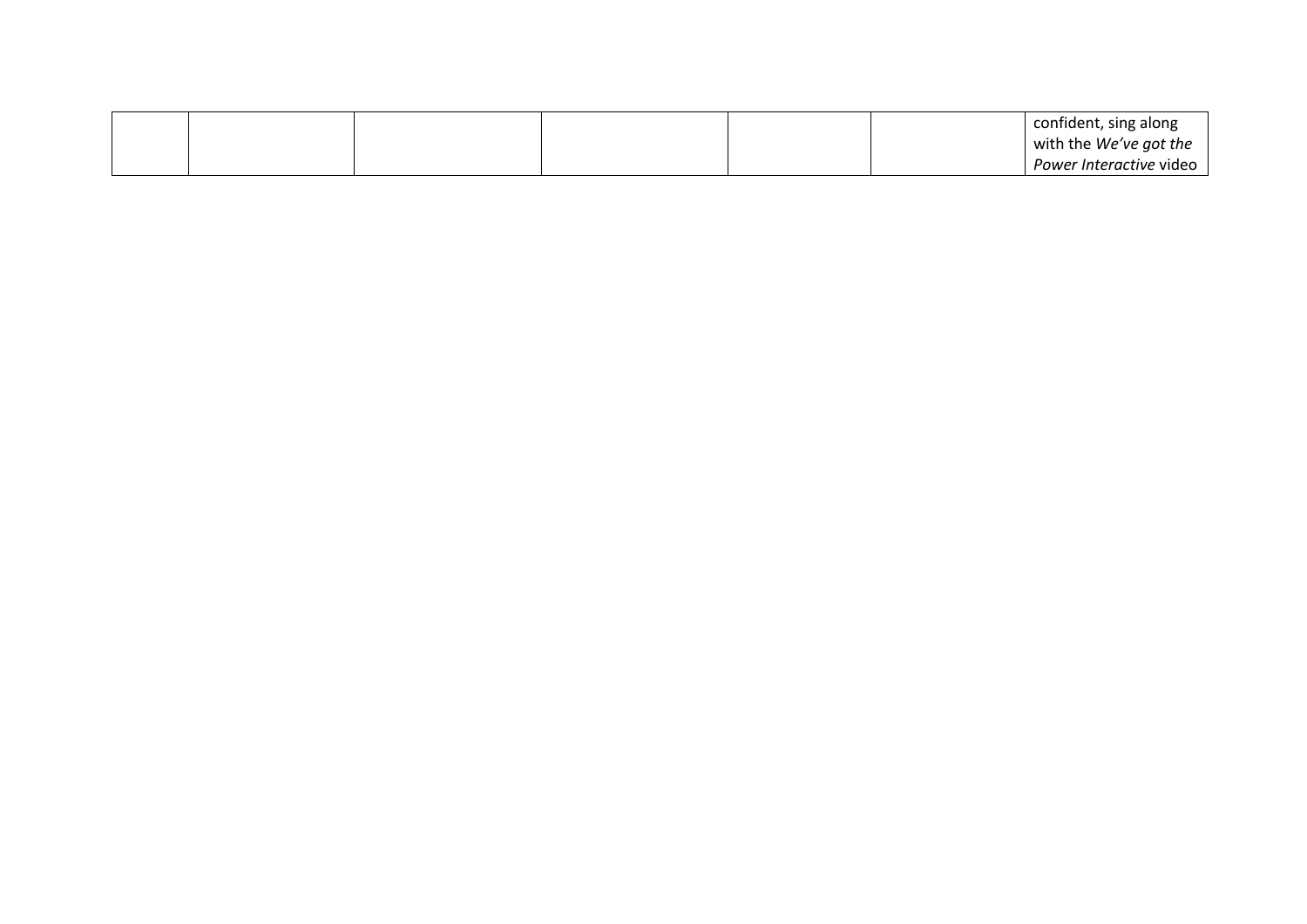| | | | | | | |
|---|---|---|---|---|---|---|
| | | | | | | confident, sing along with the *We've got the Power Interactive* video |